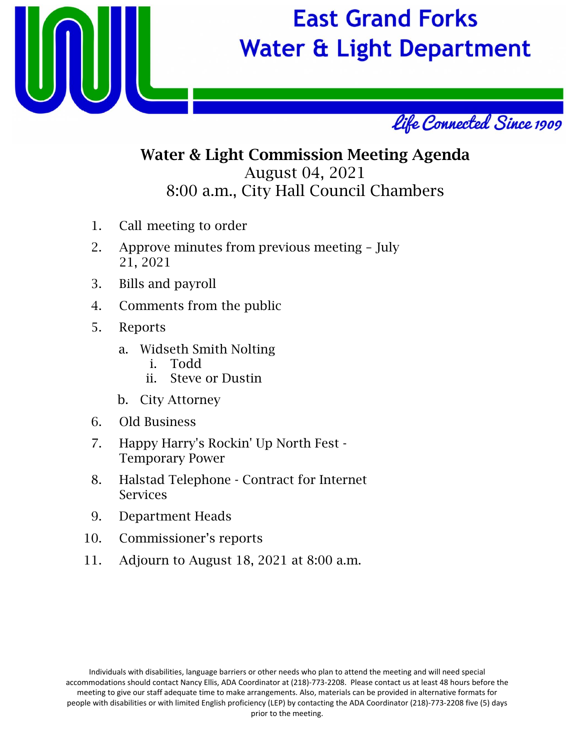# East Grand Forks Water & Light Department

*Life Connected Since 1909*

## Water & Light Commission Meeting Agenda

August 04, 2021
8:00 a.m., City Hall Council Chambers

1. Call meeting to order
2. Approve minutes from previous meeting – July 21, 2021
3. Bills and payroll
4. Comments from the public
5. Reports
    a. Widseth Smith Nolting
        i. Todd
        ii. Steve or Dustin
    b. City Attorney
6. Old Business
7. Happy Harry's Rockin' Up North Fest - Temporary Power
8. Halstad Telephone - Contract for Internet Services
9. Department Heads
10. Commissioner's reports
11. Adjourn to August 18, 2021 at 8:00 a.m.

Individuals with disabilities, language barriers or other needs who plan to attend the meeting and will need special accommodations should contact Nancy Ellis, ADA Coordinator at (218)-773-2208. Please contact us at least 48 hours before the meeting to give our staff adequate time to make arrangements. Also, materials can be provided in alternative formats for people with disabilities or with limited English proficiency (LEP) by contacting the ADA Coordinator (218)-773-2208 five (5) days prior to the meeting.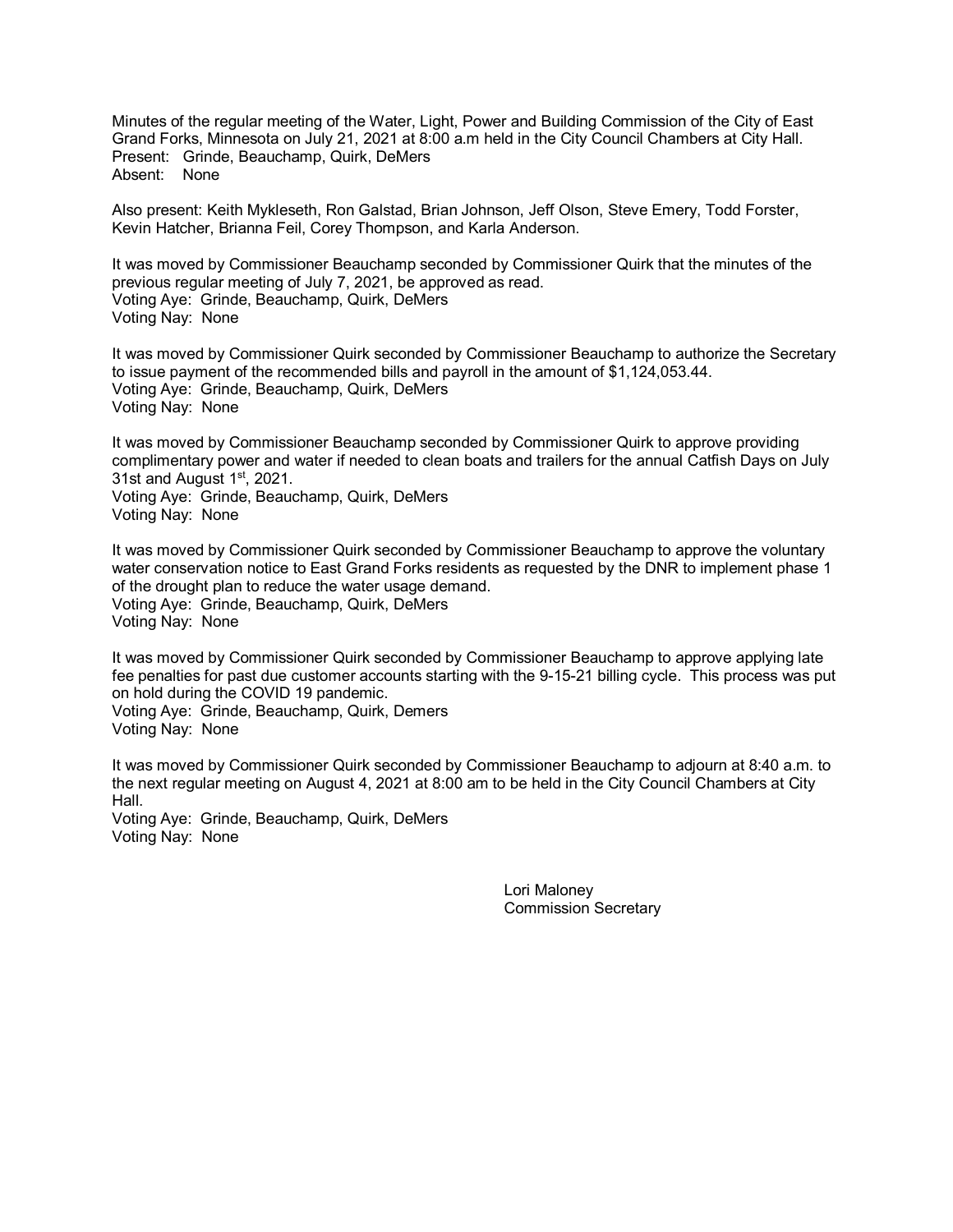Minutes of the regular meeting of the Water, Light, Power and Building Commission of the City of East Grand Forks, Minnesota on July 21, 2021 at 8:00 a.m held in the City Council Chambers at City Hall.
Present: Grinde, Beauchamp, Quirk, DeMers
Absent: None

Also present: Keith Mykleseth, Ron Galstad, Brian Johnson, Jeff Olson, Steve Emery, Todd Forster, Kevin Hatcher, Brianna Feil, Corey Thompson, and Karla Anderson.

It was moved by Commissioner Beauchamp seconded by Commissioner Quirk that the minutes of the previous regular meeting of July 7, 2021, be approved as read.
Voting Aye: Grinde, Beauchamp, Quirk, DeMers
Voting Nay: None

It was moved by Commissioner Quirk seconded by Commissioner Beauchamp to authorize the Secretary to issue payment of the recommended bills and payroll in the amount of $1,124,053.44.
Voting Aye: Grinde, Beauchamp, Quirk, DeMers
Voting Nay: None

It was moved by Commissioner Beauchamp seconded by Commissioner Quirk to approve providing complimentary power and water if needed to clean boats and trailers for the annual Catfish Days on July 31st and August 1st, 2021.
Voting Aye: Grinde, Beauchamp, Quirk, DeMers
Voting Nay: None

It was moved by Commissioner Quirk seconded by Commissioner Beauchamp to approve the voluntary water conservation notice to East Grand Forks residents as requested by the DNR to implement phase 1 of the drought plan to reduce the water usage demand.
Voting Aye: Grinde, Beauchamp, Quirk, DeMers
Voting Nay: None

It was moved by Commissioner Quirk seconded by Commissioner Beauchamp to approve applying late fee penalties for past due customer accounts starting with the 9-15-21 billing cycle. This process was put on hold during the COVID 19 pandemic.
Voting Aye: Grinde, Beauchamp, Quirk, Demers
Voting Nay: None

It was moved by Commissioner Quirk seconded by Commissioner Beauchamp to adjourn at 8:40 a.m. to the next regular meeting on August 4, 2021 at 8:00 am to be held in the City Council Chambers at City Hall.
Voting Aye: Grinde, Beauchamp, Quirk, DeMers
Voting Nay: None

Lori Maloney
Commission Secretary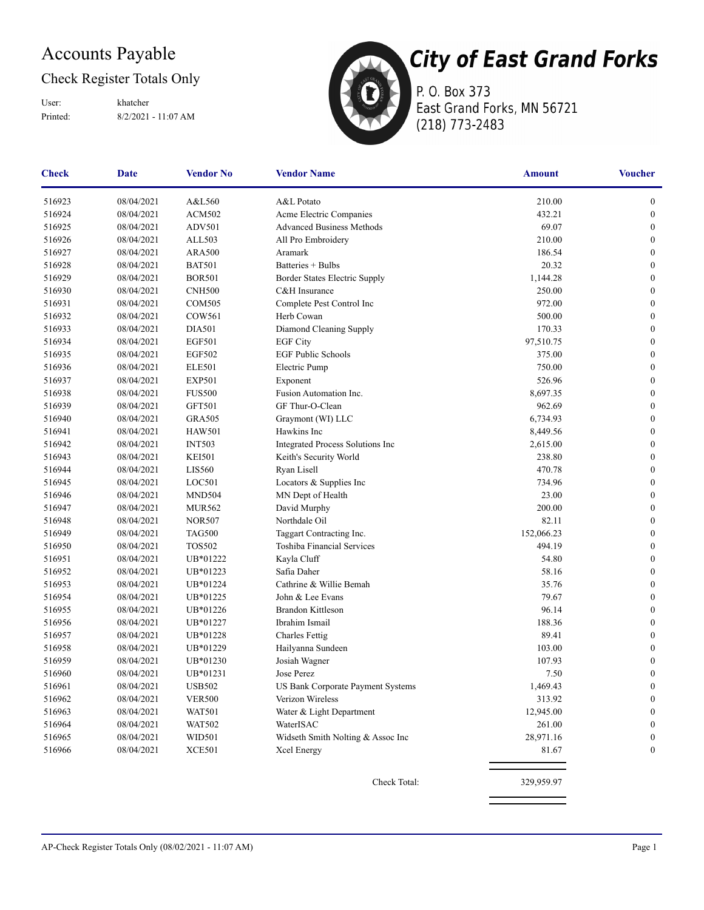# Accounts Payable

## Check Register Totals Only

User: khatcher

Printed: 8/2/2021 - 11:07 AM

**City of East Grand Forks**

P. O. Box 373
East Grand Forks, MN 56721
(218) 773-2483

| Check | Date | Vendor No | Vendor Name | Amount | Voucher |
|---|---|---|---|---|---|
| 516923 | 08/04/2021 | A&L560 | A&L Potato | 210.00 | 0 |
| 516924 | 08/04/2021 | ACM502 | Acme Electric Companies | 432.21 | 0 |
| 516925 | 08/04/2021 | ADV501 | Advanced Business Methods | 69.07 | 0 |
| 516926 | 08/04/2021 | ALL503 | All Pro Embroidery | 210.00 | 0 |
| 516927 | 08/04/2021 | ARA500 | Aramark | 186.54 | 0 |
| 516928 | 08/04/2021 | BAT501 | Batteries + Bulbs | 20.32 | 0 |
| 516929 | 08/04/2021 | BOR501 | Border States Electric Supply | 1,144.28 | 0 |
| 516930 | 08/04/2021 | CNH500 | C&H Insurance | 250.00 | 0 |
| 516931 | 08/04/2021 | COM505 | Complete Pest Control Inc | 972.00 | 0 |
| 516932 | 08/04/2021 | COW561 | Herb Cowan | 500.00 | 0 |
| 516933 | 08/04/2021 | DIA501 | Diamond Cleaning Supply | 170.33 | 0 |
| 516934 | 08/04/2021 | EGF501 | EGF City | 97,510.75 | 0 |
| 516935 | 08/04/2021 | EGF502 | EGF Public Schools | 375.00 | 0 |
| 516936 | 08/04/2021 | ELE501 | Electric Pump | 750.00 | 0 |
| 516937 | 08/04/2021 | EXP501 | Exponent | 526.96 | 0 |
| 516938 | 08/04/2021 | FUS500 | Fusion Automation Inc. | 8,697.35 | 0 |
| 516939 | 08/04/2021 | GFT501 | GF Thur-O-Clean | 962.69 | 0 |
| 516940 | 08/04/2021 | GRA505 | Graymont (WI) LLC | 6,734.93 | 0 |
| 516941 | 08/04/2021 | HAW501 | Hawkins Inc | 8,449.56 | 0 |
| 516942 | 08/04/2021 | INT503 | Integrated Process Solutions Inc | 2,615.00 | 0 |
| 516943 | 08/04/2021 | KEI501 | Keith's Security World | 238.80 | 0 |
| 516944 | 08/04/2021 | LIS560 | Ryan Lisell | 470.78 | 0 |
| 516945 | 08/04/2021 | LOC501 | Locators & Supplies Inc | 734.96 | 0 |
| 516946 | 08/04/2021 | MND504 | MN Dept of Health | 23.00 | 0 |
| 516947 | 08/04/2021 | MUR562 | David Murphy | 200.00 | 0 |
| 516948 | 08/04/2021 | NOR507 | Northdale Oil | 82.11 | 0 |
| 516949 | 08/04/2021 | TAG500 | Taggart Contracting Inc. | 152,066.23 | 0 |
| 516950 | 08/04/2021 | TOS502 | Toshiba Financial Services | 494.19 | 0 |
| 516951 | 08/04/2021 | UB*01222 | Kayla Cluff | 54.80 | 0 |
| 516952 | 08/04/2021 | UB*01223 | Safia Daher | 58.16 | 0 |
| 516953 | 08/04/2021 | UB*01224 | Cathrine & Willie Bemah | 35.76 | 0 |
| 516954 | 08/04/2021 | UB*01225 | John & Lee Evans | 79.67 | 0 |
| 516955 | 08/04/2021 | UB*01226 | Brandon Kittleson | 96.14 | 0 |
| 516956 | 08/04/2021 | UB*01227 | Ibrahim Ismail | 188.36 | 0 |
| 516957 | 08/04/2021 | UB*01228 | Charles Fettig | 89.41 | 0 |
| 516958 | 08/04/2021 | UB*01229 | Hailyanna Sundeen | 103.00 | 0 |
| 516959 | 08/04/2021 | UB*01230 | Josiah Wagner | 107.93 | 0 |
| 516960 | 08/04/2021 | UB*01231 | Jose Perez | 7.50 | 0 |
| 516961 | 08/04/2021 | USB502 | US Bank Corporate Payment Systems | 1,469.43 | 0 |
| 516962 | 08/04/2021 | VER500 | Verizon Wireless | 313.92 | 0 |
| 516963 | 08/04/2021 | WAT501 | Water & Light Department | 12,945.00 | 0 |
| 516964 | 08/04/2021 | WAT502 | WaterISAC | 261.00 | 0 |
| 516965 | 08/04/2021 | WID501 | Widseth Smith Nolting & Assoc Inc | 28,971.16 | 0 |
| 516966 | 08/04/2021 | XCE501 | Xcel Energy | 81.67 | 0 |
| | | | Check Total: | 329,959.97 | |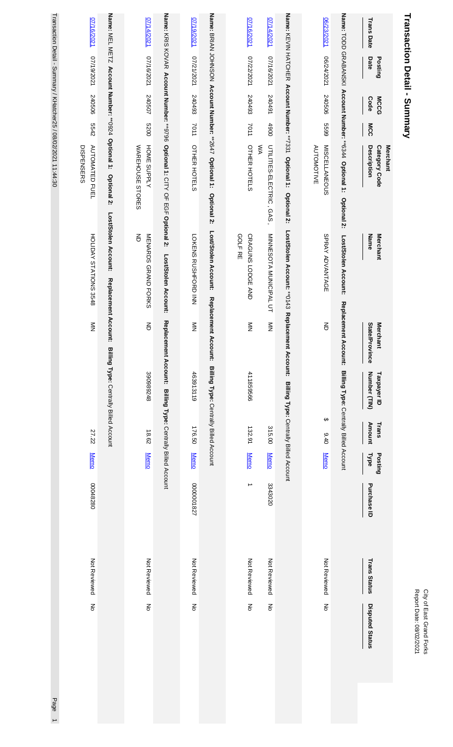# Transaction Detail - Summary

City of East Grand Forks
Report Date: 08/02/2021

| Trans Date | Posting Date | MCCG Code | MCC | Merchant Category Code Description | Merchant Name | Merchant State/Province | Taxpayer ID Number (TIN) | Trans Amount | Posting Type | Purchase ID | Trans Status | Disputed Status |
|---|---|---|---|---|---|---|---|---|---|---|---|---|
| **Name:** TODD GRABANSKI **Account Number:** **6344 **Optional 1:** **Optional 2:** **Lost/Stolen Account:** **Replacement Account:** **Billing Type:** Centrally Billed Account | | | | | | | | | | | | |
| 06/23/2021 | 06/24/2021 | 240506 | 5599 | MISCELLANEOUS AUTOMOTIVE | SPRAY ADVANTAGE | ND | | $ 9.40 | Memo | | Not Reviewed | No |
| **Name:** KEVIN HATCHER **Account Number:** **7331 **Optional 1:** **Optional 2:** **Lost/Stolen Account:** *0143 **Replacement Account:** **Billing Type:** Centrally Billed Account | | | | | | | | | | | | |
| 07/14/2021 | 07/16/2021 | 240491 | 4900 | UTILITIES-ELECTRIC, GAS, WA | MINNESOTA MUNICIPAL UT | MN | | 315.00 | Memo | 3343020 | Not Reviewed | No |
| 07/16/2021 | 07/22/2021 | 240493 | 7011 | OTHER HOTELS | CRAGUNS LODGE AND GOLF RE | MN | 411859566 | 132.91 | Memo | 1 | Not Reviewed | No |
| **Name:** BRIAN JOHNSON **Account Number:** **2647 **Optional 1:** **Optional 2:** **Lost/Stolen Account:** **Replacement Account:** **Billing Type:** Centrally Billed Account | | | | | | | | | | | | |
| 07/19/2021 | 07/21/2021 | 240493 | 7011 | OTHER HOTELS | LOKENS RUSHFORD INN | MN | 463913119 | 176.50 | Memo | 000001827 | Not Reviewed | No |
| **Name:** KRIS KOVAR **Account Number:** **9796 **Optional 1:** CITY OF EGF **Optional 2:** **Lost/Stolen Account:** **Replacement Account:** **Billing Type:** Centrally Billed Account | | | | | | | | | | | | |
| 07/14/2021 | 07/16/2021 | 240507 | 5200 | HOME SUPPLY WAREHOUSE STORES | MENARDS GRAND FORKS ND | ND | 390889248 | 18.62 | Memo | | Not Reviewed | No |
| **Name:** MEL METZ **Account Number:** **0924 **Optional 1:** **Optional 2:** **Lost/Stolen Account:** **Replacement Account:** **Billing Type:** Centrally Billed Account | | | | | | | | | | | | |
| 07/16/2021 | 07/19/2021 | 240506 | 5542 | AUTOMATED FUEL DISPENSERS | HOLIDAY STATIONS 3548 | MN | | 27.22 | Memo | 00048280 | Not Reviewed | No |

Transaction Detail - Summary / KHatcher25 / 08/02/2021 11:44:30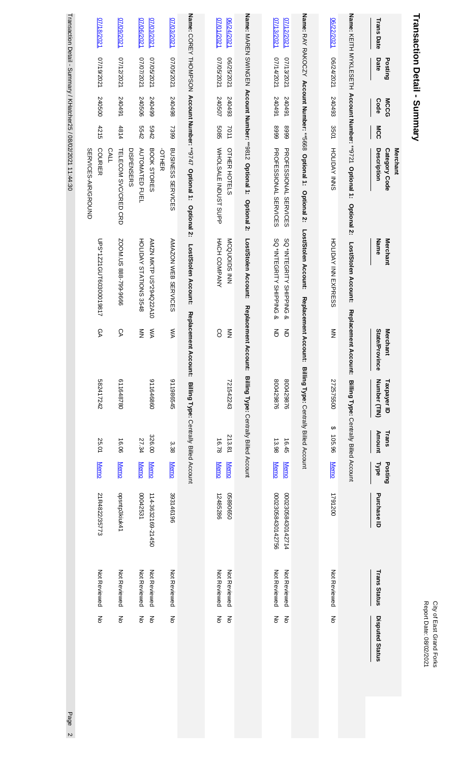# Transaction Detail - Summary

City of East Grand Forks
Report Date: 08/02/2021

| Trans Date | Posting Date | MCCG Code | MCC | Merchant Category Code Description | Merchant Name | Merchant State/Province | Taxpayer ID Number (TIN) | Trans Amount | Posting Type | Purchase ID | Trans Status | Disputed Status |
|---|---|---|---|---|---|---|---|---|---|---|---|---|
| **Name:** KEITH MYKLESETH **Account Number:** **9721 **Optional 1:** **Optional 2:** **Lost/Stolen Account:** **Replacement Account:** **Billing Type:** Centrally Billed Account | | | | | | | | | | | | |
| 06/22/2021 | 06/24/2021 | 240493 | 3501 | HOLIDAY INNS | HOLIDAY INN EXPRESS | MN | 272575500 | $ 105.96 | Memo | 1791200 | Not Reviewed | No |
| **Name:** RAY RAKOCZY **Account Number:** **5668 **Optional 1:** **Optional 2:** **Lost/Stolen Account:** **Replacement Account:** **Billing Type:** Centrally Billed Account | | | | | | | | | | | | |
| 07/12/2021 | 07/13/2021 | 240491 | 8999 | PROFESSIONAL SERVICES | SQ *INTEGRITY SHIPPING & | ND | 800429876 | 16.45 | Memo | 0002305843014271​4 | Not Reviewed | No |
| 07/13/2021 | 07/14/2021 | 240491 | 8999 | PROFESSIONAL SERVICES | SQ *INTEGRITY SHIPPING & | ND | 800429876 | 13.98 | Memo | 00023058430142756 | Not Reviewed | No |
| **Name:** MAREN SWINGEN **Account Number:** **9812 **Optional 1:** **Optional 2:** **Lost/Stolen Account:** **Replacement Account:** **Billing Type:** Centrally Billed Account | | | | | | | | | | | | |
| 06/24/2021 | 06/25/2021 | 240493 | 7011 | OTHER HOTELS | MCQUOIDS INN | MN | 721542243 | 213.81 | Memo | 05890650 | Not Reviewed | No |
| 07/01/2021 | 07/05/2021 | 240507 | 5085 | WHOLSALE INDUST SUPP | HACH COMPANY | CO | | 16.78 | Memo | 12485286 | Not Reviewed | No |
| **Name:** COREY THOMPSON **Account Number:** **9747 **Optional 1:** **Optional 2:** **Lost/Stolen Account:** **Replacement Account:** **Billing Type:** Centrally Billed Account | | | | | | | | | | | | |
| 07/03/2021 | 07/05/2021 | 240498 | 7399 | BUSINESS SERVICES -OTHER | AMAZON WEB SERVICES | WA | 911986545 | 3.38 | Memo | 393146196 | Not Reviewed | No |
| 07/03/2021 | 07/05/2021 | 240499 | 5942 | BOOK STORES | AMZN MKTP US*294Q22A10 | WA | 911646860 | 326.00 | Memo | 114-3632169-21450 | Not Reviewed | No |
| 07/06/2021 | 07/07/2021 | 240506 | 5542 | AUTOMATED FUEL DISPENSERS | HOLIDAY STATIONS 3548 | MN | | 27.34 | Memo | 00042531 | Not Reviewed | No |
| 07/09/2021 | 07/12/2021 | 240491 | 4814 | TELECOM SVC/CRED CRD CALL | ZOOM.US 888-799-9666 | CA | 611648780 | 16.06 | Memo | qpsnp3kiuk41 | Not Reviewed | No |
| 07/18/2021 | 07/19/2021 | 240500 | 4215 | COURIER SERVICES-AIR/GROUND | UPS*1Z21GUT60300019817 | GA | 582417242 | 25.01 | Memo | 21R4822/35773 | Not Reviewed | No |

Transaction Detail - Summary / KHatcher25 / 08/02/2021 11:44:30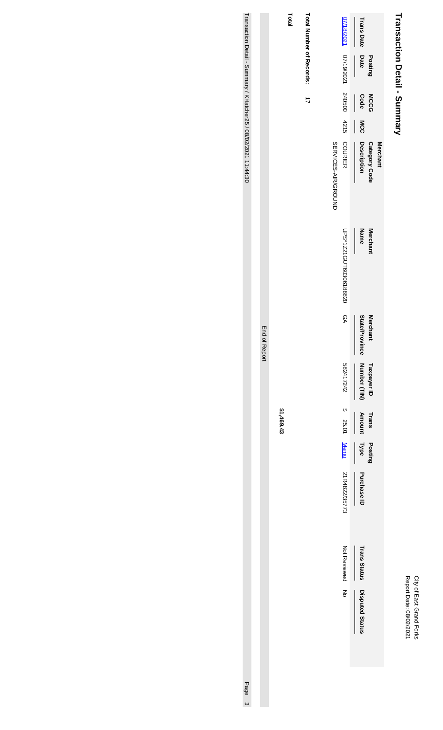# Transaction Detail - Summary

City of East Grand Forks
Report Date: 08/02/2021

| Trans Date | Posting Date | MCCG Code | MCC | Merchant Category Code Description | Merchant Name | Merchant State/Province | Taxpayer ID Number (TIN) | Trans Amount | Posting Type | Purchase ID | Trans Status | Disputed Status |
|---|---|---|---|---|---|---|---|---|---|---|---|---|
| 07/18/2021 | 07/19/2021 | 240500 | 4215 | COURIER SERVICES-AIR/GROUND | UPS*1Z21GUT60306188820 | GA | 582417242 | $ 25.01 | Memo | 21R4822/35773 | Not Reviewed | No |

**Total Number of Records:** 17

**Total** **$1,469.43**

End of Report

Transaction Detail - Summary / KHatcher25 / 08/02/2021 11:44:30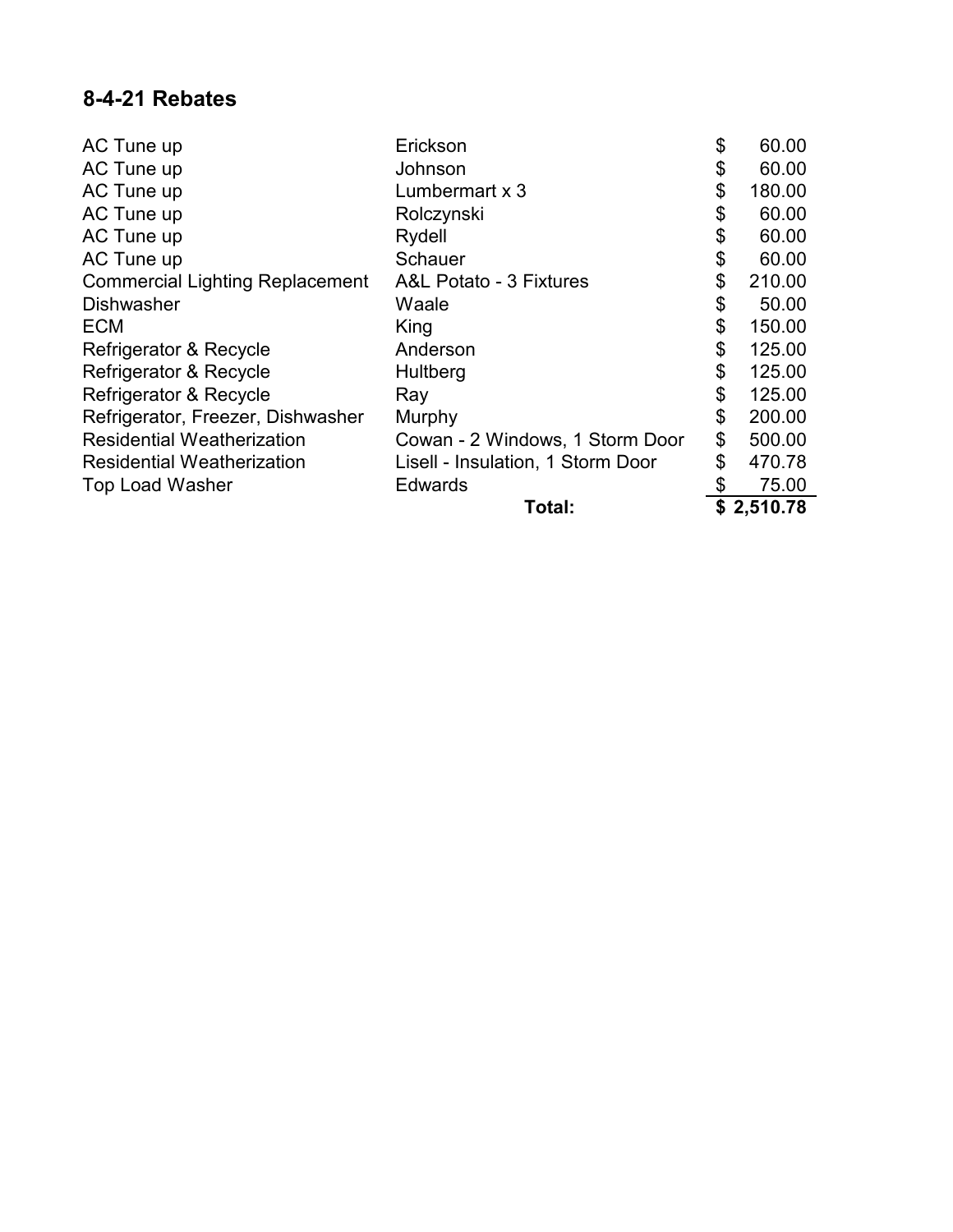## 8-4-21 Rebates

| | | |
|---|---|---|
| AC Tune up | Erickson | $ 60.00 |
| AC Tune up | Johnson | $ 60.00 |
| AC Tune up | Lumbermart x 3 | $ 180.00 |
| AC Tune up | Rolczynski | $ 60.00 |
| AC Tune up | Rydell | $ 60.00 |
| AC Tune up | Schauer | $ 60.00 |
| Commercial Lighting Replacement | A&L Potato - 3 Fixtures | $ 210.00 |
| Dishwasher | Waale | $ 50.00 |
| ECM | King | $ 150.00 |
| Refrigerator & Recycle | Anderson | $ 125.00 |
| Refrigerator & Recycle | Hultberg | $ 125.00 |
| Refrigerator & Recycle | Ray | $ 125.00 |
| Refrigerator, Freezer, Dishwasher | Murphy | $ 200.00 |
| Residential Weatherization | Cowan - 2 Windows, 1 Storm Door | $ 500.00 |
| Residential Weatherization | Lisell - Insulation, 1 Storm Door | $ 470.78 |
| Top Load Washer | Edwards | $ 75.00 |
| | **Total:** | **$ 2,510.78** |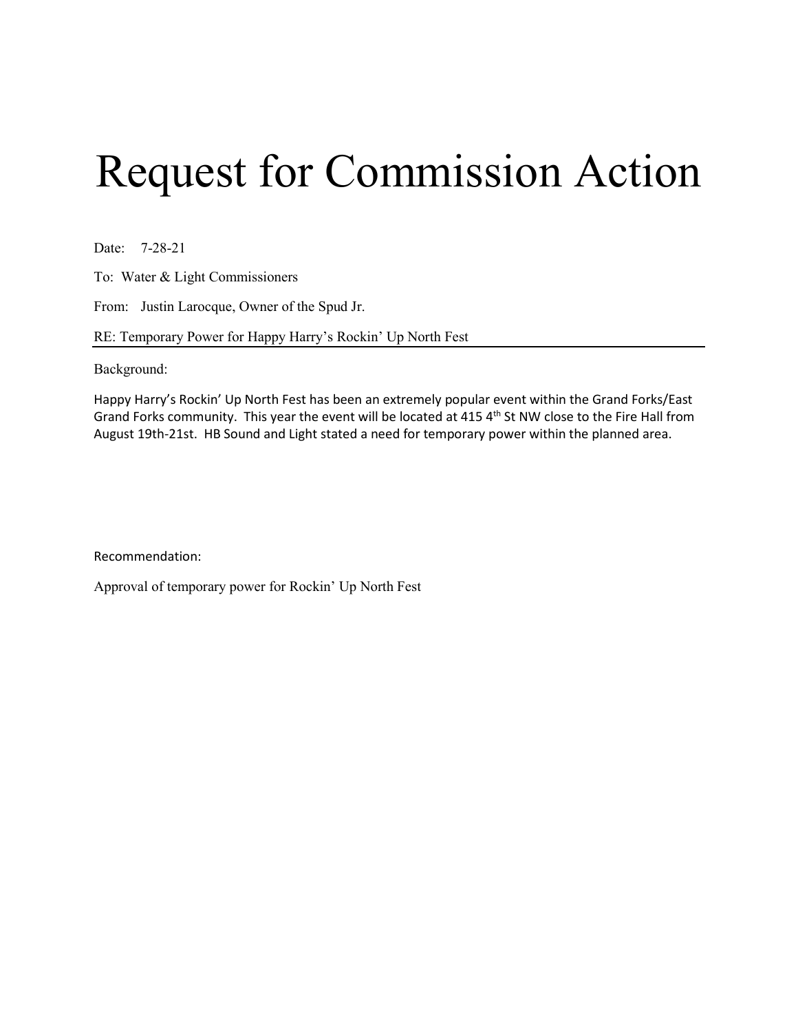# Request for Commission Action

Date: 7-28-21

To: Water & Light Commissioners

From: Justin Larocque, Owner of the Spud Jr.

RE: Temporary Power for Happy Harry's Rockin' Up North Fest

---

Background:

Happy Harry's Rockin' Up North Fest has been an extremely popular event within the Grand Forks/East Grand Forks community. This year the event will be located at 415 4th St NW close to the Fire Hall from August 19th-21st. HB Sound and Light stated a need for temporary power within the planned area.

Recommendation:

Approval of temporary power for Rockin' Up North Fest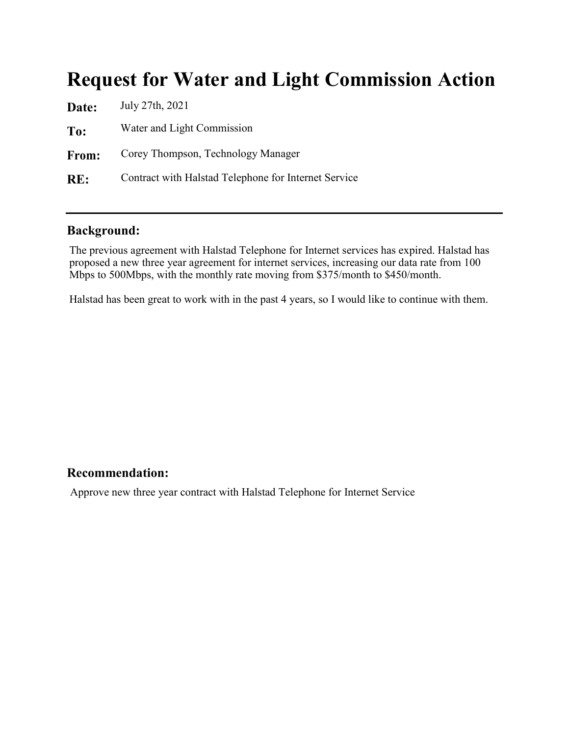# Request for Water and Light Commission Action

**Date:** July 27th, 2021

**To:** Water and Light Commission

**From:** Corey Thompson, Technology Manager

**RE:** Contract with Halstad Telephone for Internet Service

---

## Background:

The previous agreement with Halstad Telephone for Internet services has expired. Halstad has proposed a new three year agreement for internet services, increasing our data rate from 100 Mbps to 500Mbps, with the monthly rate moving from $375/month to $450/month.

Halstad has been great to work with in the past 4 years, so I would like to continue with them.

## Recommendation:

Approve new three year contract with Halstad Telephone for Internet Service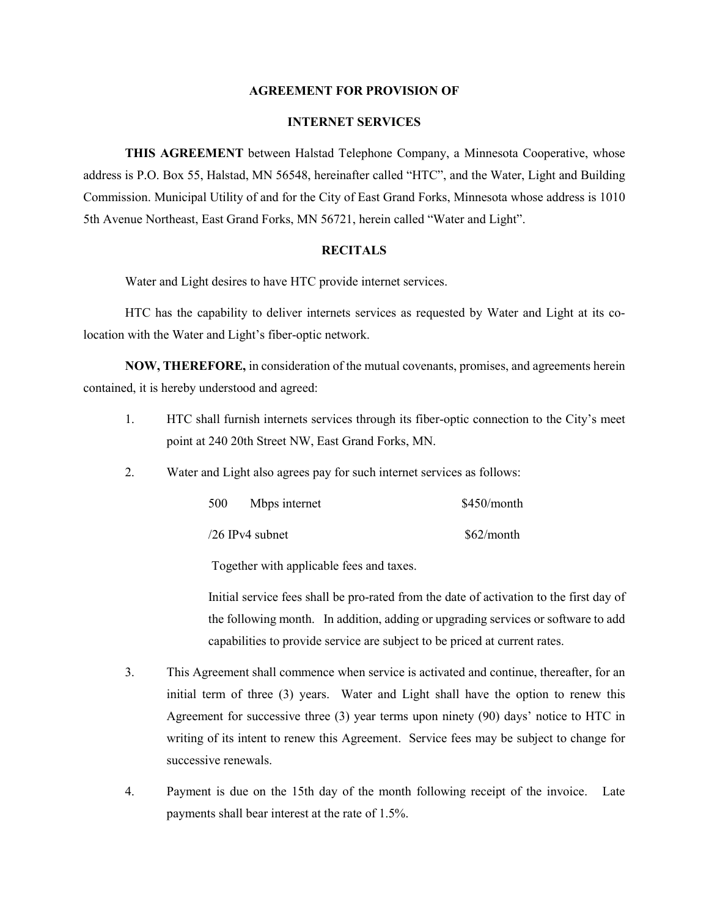## AGREEMENT FOR PROVISION OF

## INTERNET SERVICES

**THIS AGREEMENT** between Halstad Telephone Company, a Minnesota Cooperative, whose address is P.O. Box 55, Halstad, MN 56548, hereinafter called "HTC", and the Water, Light and Building Commission. Municipal Utility of and for the City of East Grand Forks, Minnesota whose address is 1010 5th Avenue Northeast, East Grand Forks, MN 56721, herein called "Water and Light".

## RECITALS

Water and Light desires to have HTC provide internet services.

HTC has the capability to deliver internets services as requested by Water and Light at its co-location with the Water and Light's fiber-optic network.

**NOW, THEREFORE,** in consideration of the mutual covenants, promises, and agreements herein contained, it is hereby understood and agreed:

1. HTC shall furnish internets services through its fiber-optic connection to the City's meet point at 240 20th Street NW, East Grand Forks, MN.

2. Water and Light also agrees pay for such internet services as follows:

   | Service | Price |
   |---|---|
   | 500 Mbps internet | $450/month |
   | /26 IPv4 subnet | $62/month |

   Together with applicable fees and taxes.

   Initial service fees shall be pro-rated from the date of activation to the first day of the following month. In addition, adding or upgrading services or software to add capabilities to provide service are subject to be priced at current rates.

3. This Agreement shall commence when service is activated and continue, thereafter, for an initial term of three (3) years. Water and Light shall have the option to renew this Agreement for successive three (3) year terms upon ninety (90) days' notice to HTC in writing of its intent to renew this Agreement. Service fees may be subject to change for successive renewals.

4. Payment is due on the 15th day of the month following receipt of the invoice. Late payments shall bear interest at the rate of 1.5%.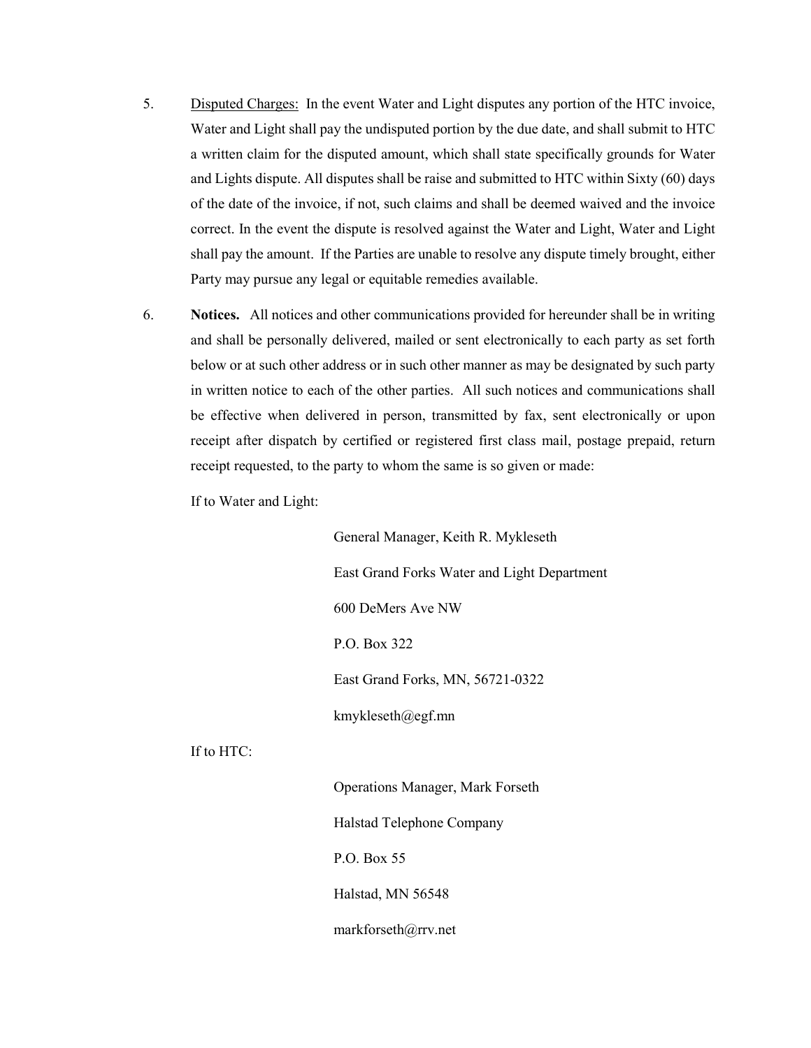5. <u>Disputed Charges:</u> In the event Water and Light disputes any portion of the HTC invoice, Water and Light shall pay the undisputed portion by the due date, and shall submit to HTC a written claim for the disputed amount, which shall state specifically grounds for Water and Lights dispute. All disputes shall be raise and submitted to HTC within Sixty (60) days of the date of the invoice, if not, such claims and shall be deemed waived and the invoice correct. In the event the dispute is resolved against the Water and Light, Water and Light shall pay the amount. If the Parties are unable to resolve any dispute timely brought, either Party may pursue any legal or equitable remedies available.

6. **Notices.** All notices and other communications provided for hereunder shall be in writing and shall be personally delivered, mailed or sent electronically to each party as set forth below or at such other address or in such other manner as may be designated by such party in written notice to each of the other parties. All such notices and communications shall be effective when delivered in person, transmitted by fax, sent electronically or upon receipt after dispatch by certified or registered first class mail, postage prepaid, return receipt requested, to the party to whom the same is so given or made:

   If to Water and Light:

   General Manager, Keith R. Mykleseth

   East Grand Forks Water and Light Department

   600 DeMers Ave NW

   P.O. Box 322

   East Grand Forks, MN, 56721-0322

   kmykleseth@egf.mn

   If to HTC:

   Operations Manager, Mark Forseth

   Halstad Telephone Company

   P.O. Box 55

   Halstad, MN 56548

   markforseth@rrv.net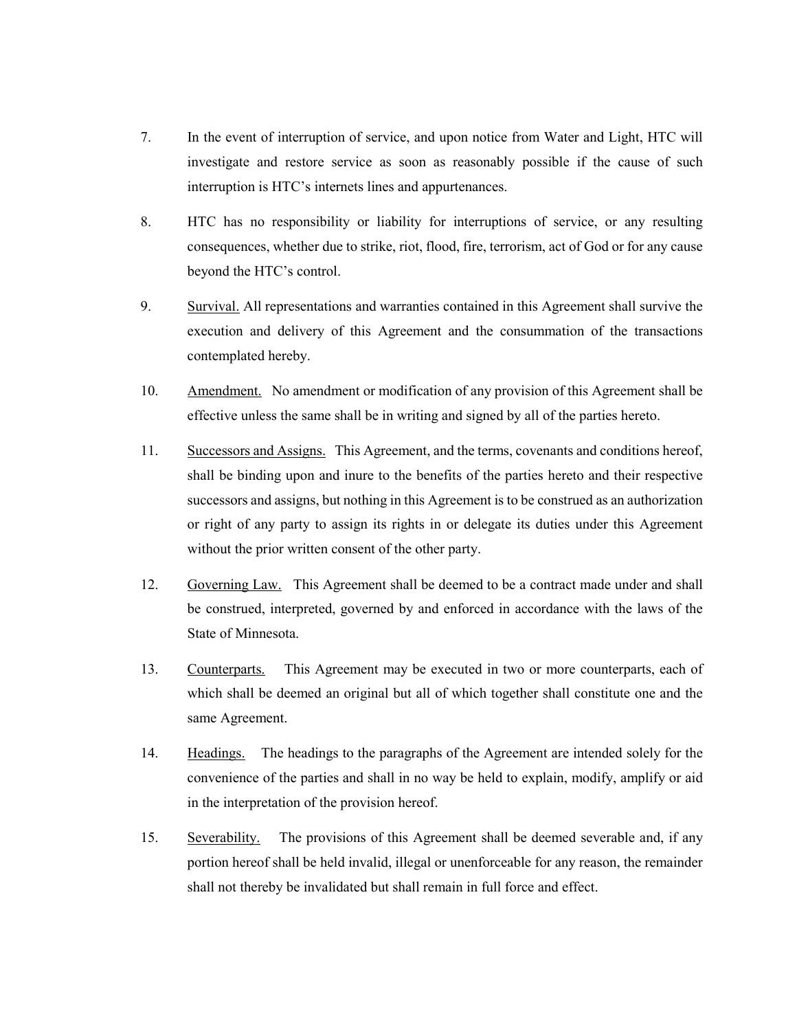7. In the event of interruption of service, and upon notice from Water and Light, HTC will investigate and restore service as soon as reasonably possible if the cause of such interruption is HTC's internets lines and appurtenances.

8. HTC has no responsibility or liability for interruptions of service, or any resulting consequences, whether due to strike, riot, flood, fire, terrorism, act of God or for any cause beyond the HTC's control.

9. <u>Survival.</u> All representations and warranties contained in this Agreement shall survive the execution and delivery of this Agreement and the consummation of the transactions contemplated hereby.

10. <u>Amendment.</u> No amendment or modification of any provision of this Agreement shall be effective unless the same shall be in writing and signed by all of the parties hereto.

11. <u>Successors and Assigns.</u> This Agreement, and the terms, covenants and conditions hereof, shall be binding upon and inure to the benefits of the parties hereto and their respective successors and assigns, but nothing in this Agreement is to be construed as an authorization or right of any party to assign its rights in or delegate its duties under this Agreement without the prior written consent of the other party.

12. <u>Governing Law.</u> This Agreement shall be deemed to be a contract made under and shall be construed, interpreted, governed by and enforced in accordance with the laws of the State of Minnesota.

13. <u>Counterparts.</u> This Agreement may be executed in two or more counterparts, each of which shall be deemed an original but all of which together shall constitute one and the same Agreement.

14. <u>Headings.</u> The headings to the paragraphs of the Agreement are intended solely for the convenience of the parties and shall in no way be held to explain, modify, amplify or aid in the interpretation of the provision hereof.

15. <u>Severability.</u> The provisions of this Agreement shall be deemed severable and, if any portion hereof shall be held invalid, illegal or unenforceable for any reason, the remainder shall not thereby be invalidated but shall remain in full force and effect.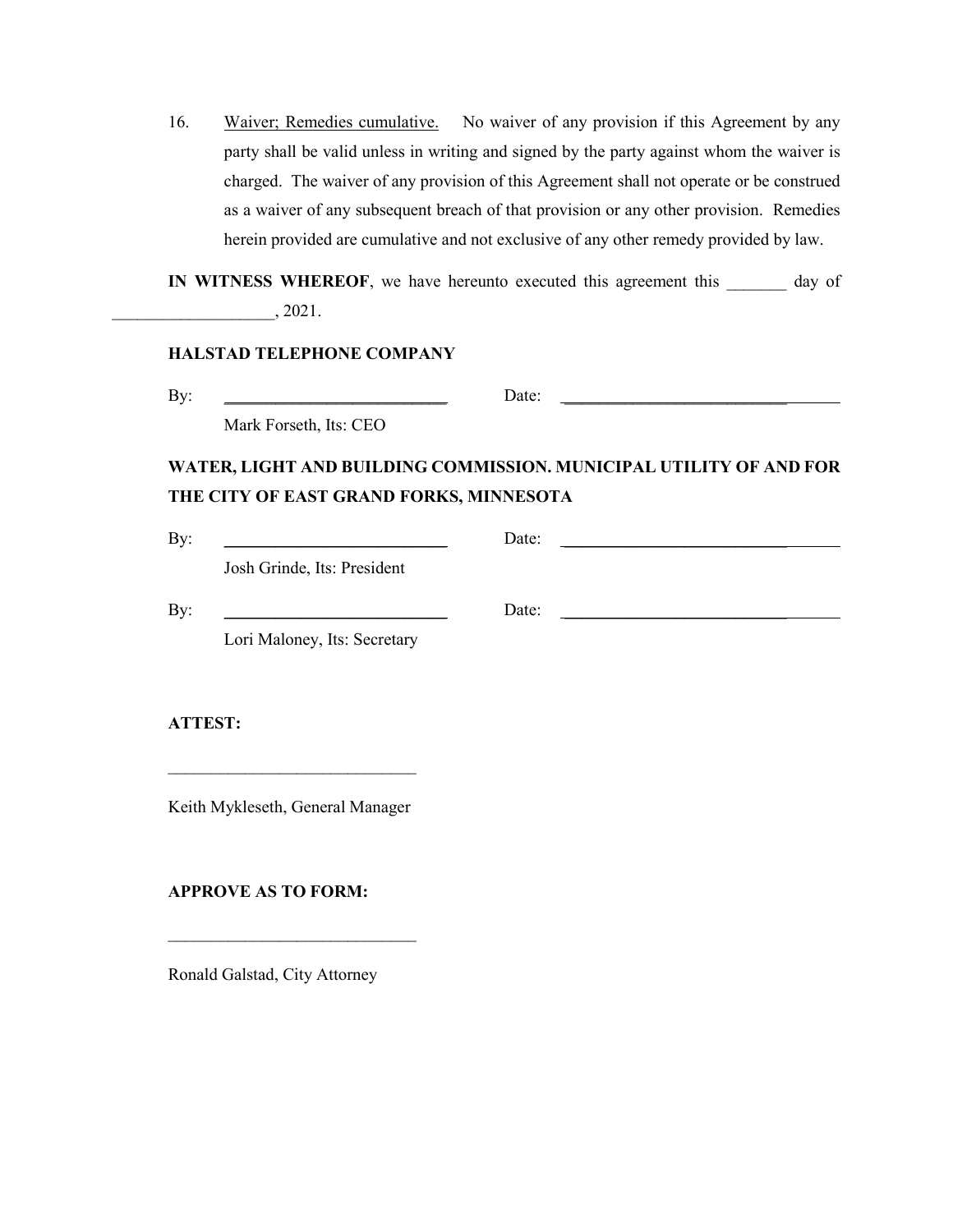16. Waiver; Remedies cumulative. No waiver of any provision if this Agreement by any party shall be valid unless in writing and signed by the party against whom the waiver is charged. The waiver of any provision of this Agreement shall not operate or be construed as a waiver of any subsequent breach of that provision or any other provision. Remedies herein provided are cumulative and not exclusive of any other remedy provided by law.

**IN WITNESS WHEREOF**, we have hereunto executed this agreement this _______ day of ___________________, 2021.

**HALSTAD TELEPHONE COMPANY**

By: ___________________________ Date: ___________________________

Mark Forseth, Its: CEO

**WATER, LIGHT AND BUILDING COMMISSION. MUNICIPAL UTILITY OF AND FOR THE CITY OF EAST GRAND FORKS, MINNESOTA**

By: ___________________________ Date: ___________________________

Josh Grinde, Its: President

By: ___________________________ Date: ___________________________

Lori Maloney, Its: Secretary

**ATTEST:**

_____________________________

Keith Mykleseth, General Manager

**APPROVE AS TO FORM:**

_____________________________

Ronald Galstad, City Attorney